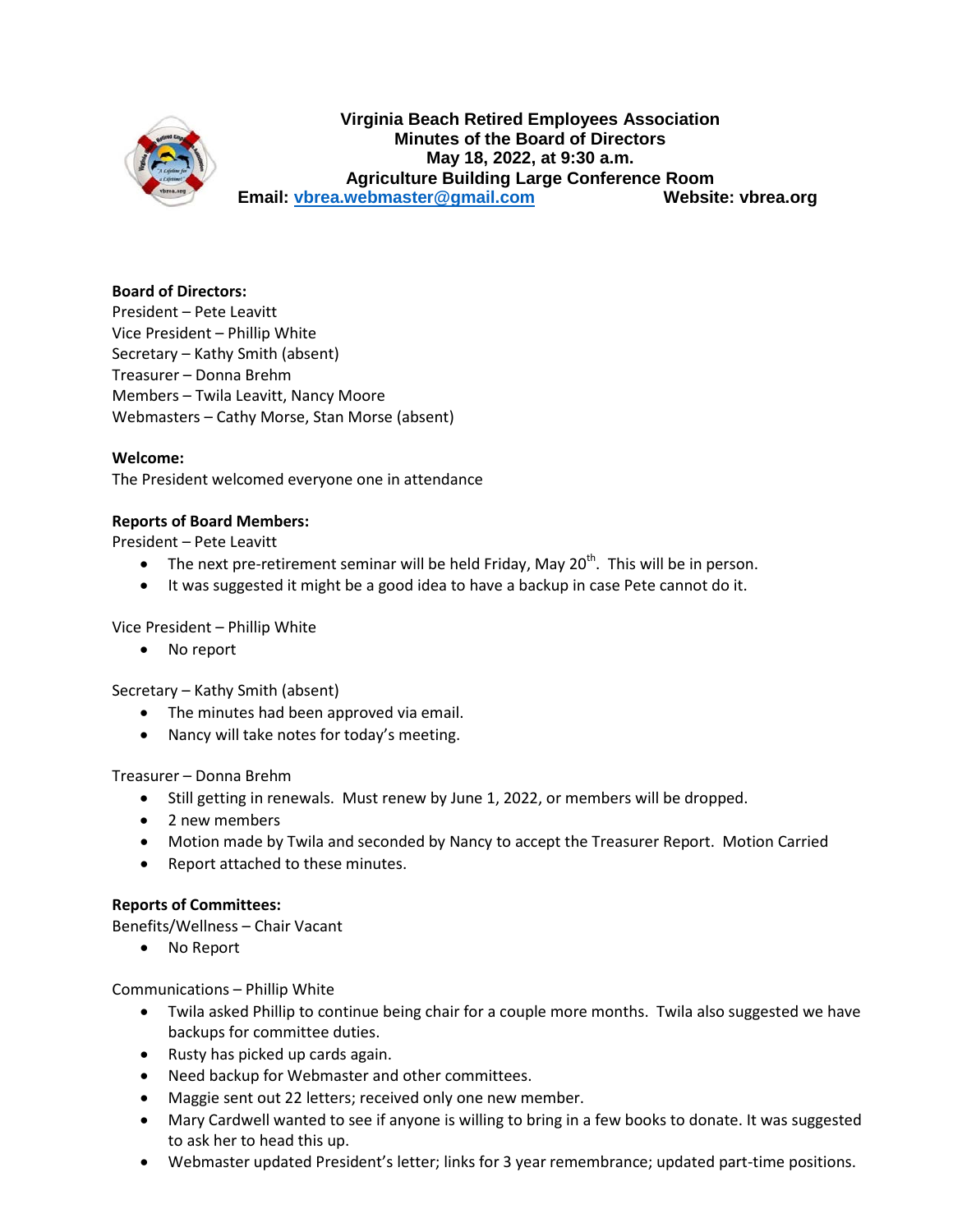# Virginia Beach Retired Employees Association
## Minutes of the Board of Directors
### May 18, 2022, at 9:30 a.m.
### Agriculture Building Large Conference Room

**Email: vbrea.webmaster@gmail.com** **Website: vbrea.org**

**Board of Directors:**

President – Pete Leavitt
Vice President – Phillip White
Secretary – Kathy Smith (absent)
Treasurer – Donna Brehm
Members – Twila Leavitt, Nancy Moore
Webmasters – Cathy Morse, Stan Morse (absent)

**Welcome:**

The President welcomed everyone one in attendance

**Reports of Board Members:**

President – Pete Leavitt

- The next pre-retirement seminar will be held Friday, May 20th. This will be in person.
- It was suggested it might be a good idea to have a backup in case Pete cannot do it.

Vice President – Phillip White

- No report

Secretary – Kathy Smith (absent)

- The minutes had been approved via email.
- Nancy will take notes for today's meeting.

Treasurer – Donna Brehm

- Still getting in renewals. Must renew by June 1, 2022, or members will be dropped.
- 2 new members
- Motion made by Twila and seconded by Nancy to accept the Treasurer Report. Motion Carried
- Report attached to these minutes.

**Reports of Committees:**

Benefits/Wellness – Chair Vacant

- No Report

Communications – Phillip White

- Twila asked Phillip to continue being chair for a couple more months. Twila also suggested we have backups for committee duties.
- Rusty has picked up cards again.
- Need backup for Webmaster and other committees.
- Maggie sent out 22 letters; received only one new member.
- Mary Cardwell wanted to see if anyone is willing to bring in a few books to donate. It was suggested to ask her to head this up.
- Webmaster updated President's letter; links for 3 year remembrance; updated part-time positions.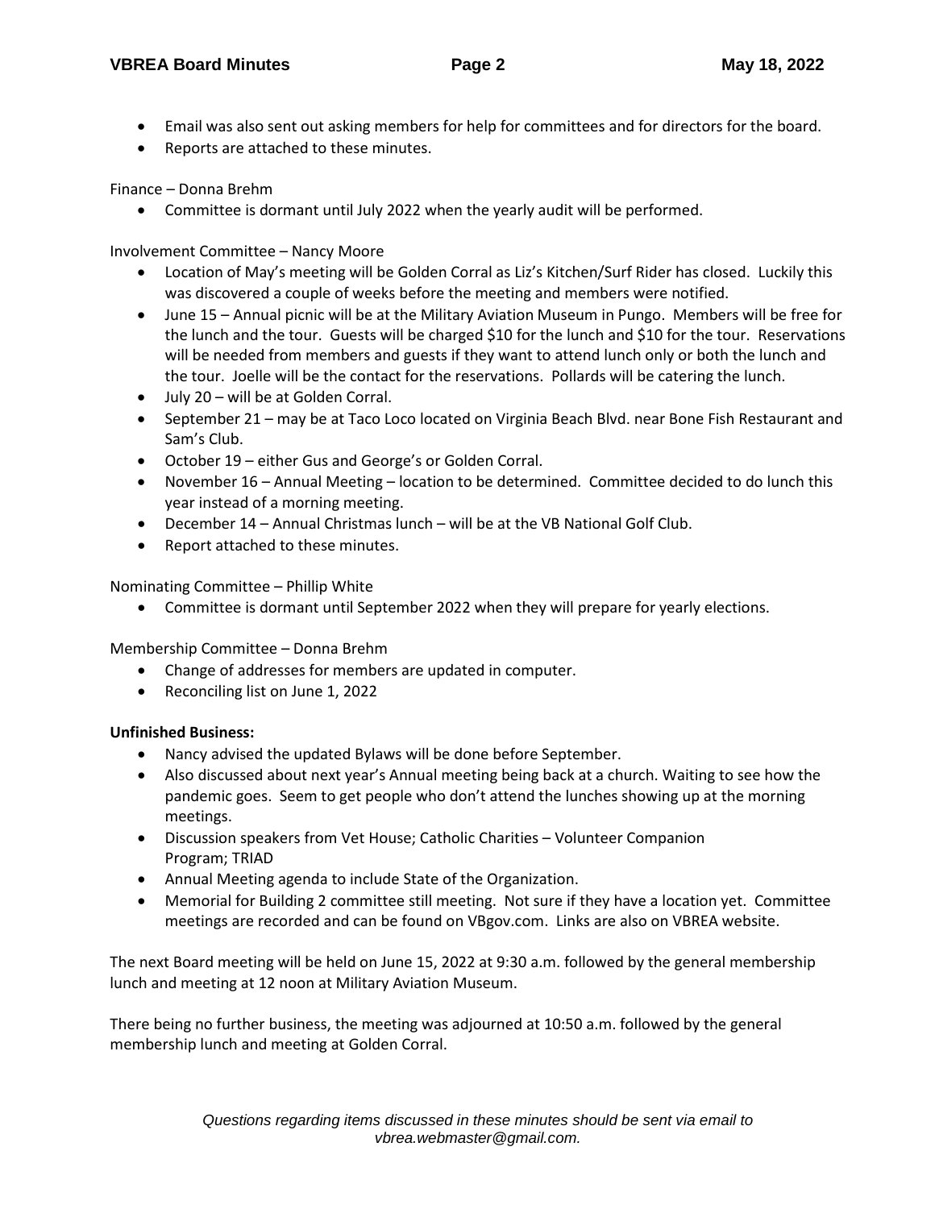- Email was also sent out asking members for help for committees and for directors for the board.
- Reports are attached to these minutes.

Finance – Donna Brehm

- Committee is dormant until July 2022 when the yearly audit will be performed.

Involvement Committee – Nancy Moore

- Location of May's meeting will be Golden Corral as Liz's Kitchen/Surf Rider has closed. Luckily this was discovered a couple of weeks before the meeting and members were notified.
- June 15 – Annual picnic will be at the Military Aviation Museum in Pungo. Members will be free for the lunch and the tour. Guests will be charged $10 for the lunch and $10 for the tour. Reservations will be needed from members and guests if they want to attend lunch only or both the lunch and the tour. Joelle will be the contact for the reservations. Pollards will be catering the lunch.
- July 20 – will be at Golden Corral.
- September 21 – may be at Taco Loco located on Virginia Beach Blvd. near Bone Fish Restaurant and Sam's Club.
- October 19 – either Gus and George's or Golden Corral.
- November 16 – Annual Meeting – location to be determined. Committee decided to do lunch this year instead of a morning meeting.
- December 14 – Annual Christmas lunch – will be at the VB National Golf Club.
- Report attached to these minutes.

Nominating Committee – Phillip White

- Committee is dormant until September 2022 when they will prepare for yearly elections.

Membership Committee – Donna Brehm

- Change of addresses for members are updated in computer.
- Reconciling list on June 1, 2022

**Unfinished Business:**

- Nancy advised the updated Bylaws will be done before September.
- Also discussed about next year's Annual meeting being back at a church. Waiting to see how the pandemic goes. Seem to get people who don't attend the lunches showing up at the morning meetings.
- Discussion speakers from Vet House; Catholic Charities – Volunteer Companion Program; TRIAD
- Annual Meeting agenda to include State of the Organization.
- Memorial for Building 2 committee still meeting. Not sure if they have a location yet. Committee meetings are recorded and can be found on VBgov.com. Links are also on VBREA website.

The next Board meeting will be held on June 15, 2022 at 9:30 a.m. followed by the general membership lunch and meeting at 12 noon at Military Aviation Museum.

There being no further business, the meeting was adjourned at 10:50 a.m. followed by the general membership lunch and meeting at Golden Corral.

*Questions regarding items discussed in these minutes should be sent via email to vbrea.webmaster@gmail.com.*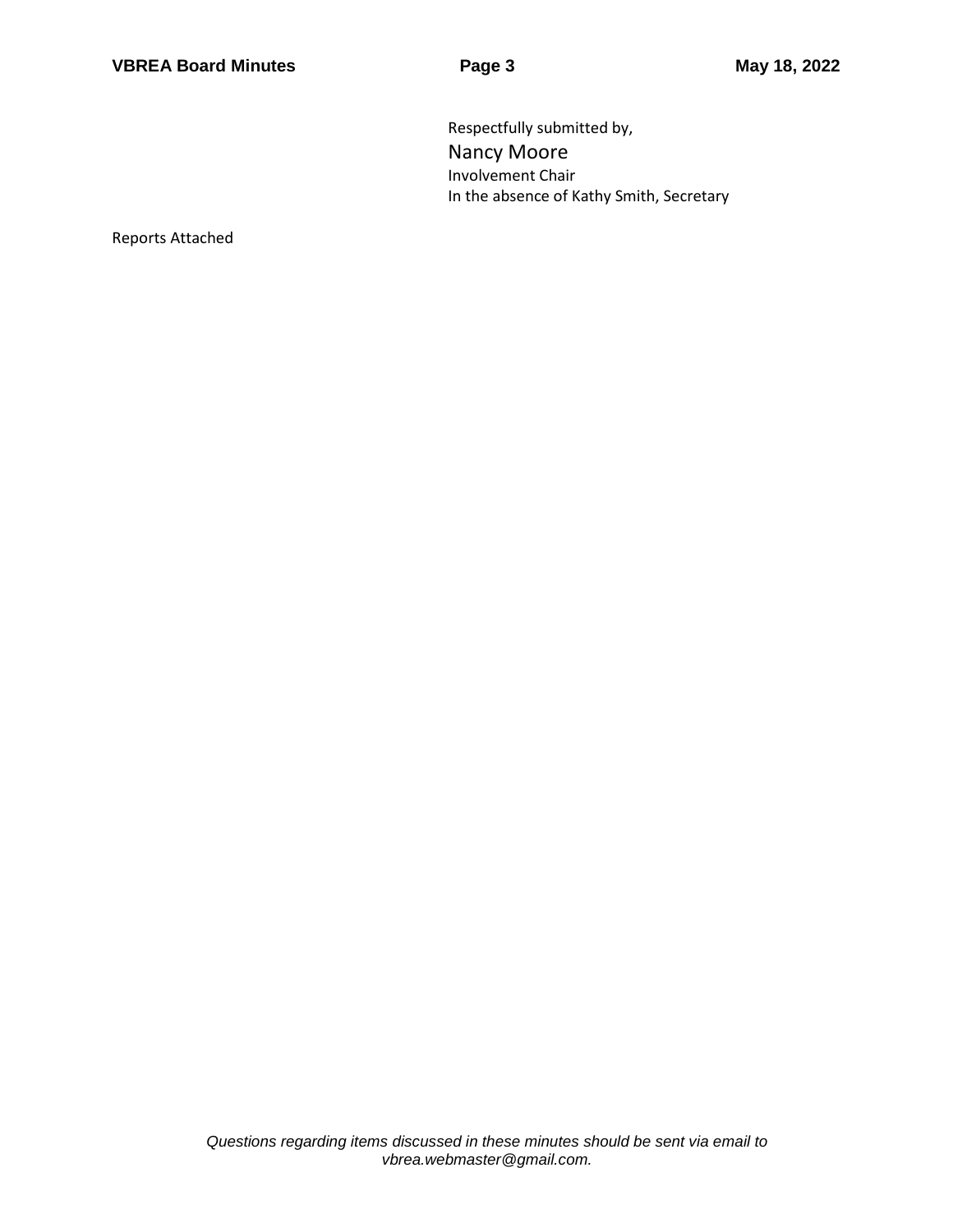Respectfully submitted by,

Nancy Moore

Involvement Chair

In the absence of Kathy Smith, Secretary

Reports Attached

*Questions regarding items discussed in these minutes should be sent via email to vbrea.webmaster@gmail.com.*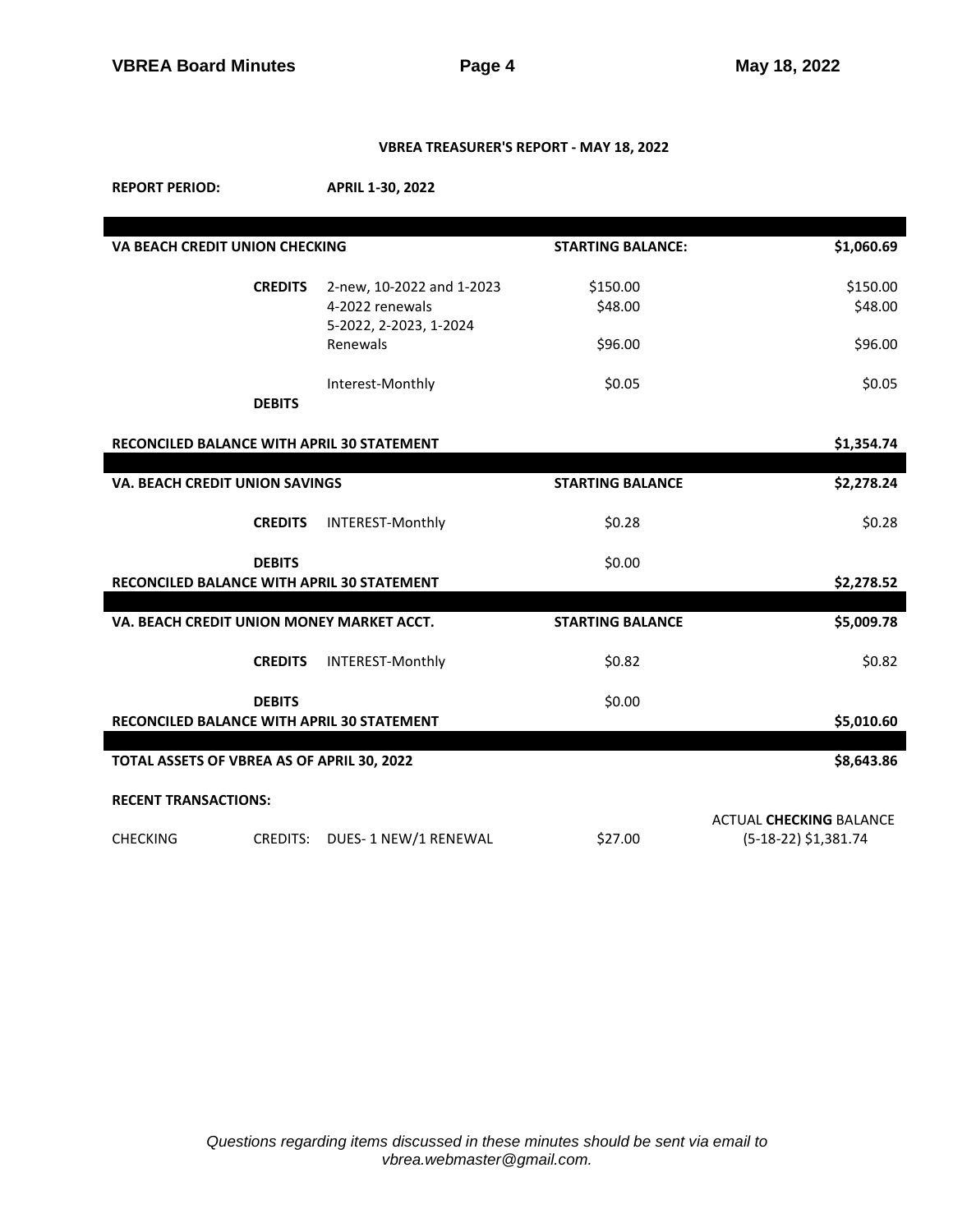## VBREA TREASURER'S REPORT - MAY 18, 2022

**REPORT PERIOD:** **APRIL 1-30, 2022**

| | | | | |
|---|---|---|---|---|
| **VA BEACH CREDIT UNION CHECKING** | | | **STARTING BALANCE:** | **$1,060.69** |
| | **CREDITS** | 2-new, 10-2022 and 1-2023 | $150.00 | $150.00 |
| | | 4-2022 renewals | $48.00 | $48.00 |
| | | 5-2022, 2-2023, 1-2024 Renewals | $96.00 | $96.00 |
| | | Interest-Monthly | $0.05 | $0.05 |
| | **DEBITS** | | | |
| **RECONCILED BALANCE WITH APRIL 30 STATEMENT** | | | | **$1,354.74** |
| **VA. BEACH CREDIT UNION SAVINGS** | | | **STARTING BALANCE** | **$2,278.24** |
| | **CREDITS** | INTEREST-Monthly | $0.28 | $0.28 |
| | **DEBITS** | | $0.00 | |
| **RECONCILED BALANCE WITH APRIL 30 STATEMENT** | | | | **$2,278.52** |
| **VA. BEACH CREDIT UNION MONEY MARKET ACCT.** | | | **STARTING BALANCE** | **$5,009.78** |
| | **CREDITS** | INTEREST-Monthly | $0.82 | $0.82 |
| | **DEBITS** | | $0.00 | |
| **RECONCILED BALANCE WITH APRIL 30 STATEMENT** | | | | **$5,010.60** |
| **TOTAL ASSETS OF VBREA AS OF APRIL 30, 2022** | | | | **$8,643.86** |

**RECENT TRANSACTIONS:**

| | | | | |
|---|---|---|---|---|
| CHECKING | CREDITS: | DUES- 1 NEW/1 RENEWAL | $27.00 | ACTUAL **CHECKING** BALANCE (5-18-22) $1,381.74 |

*Questions regarding items discussed in these minutes should be sent via email to vbrea.webmaster@gmail.com.*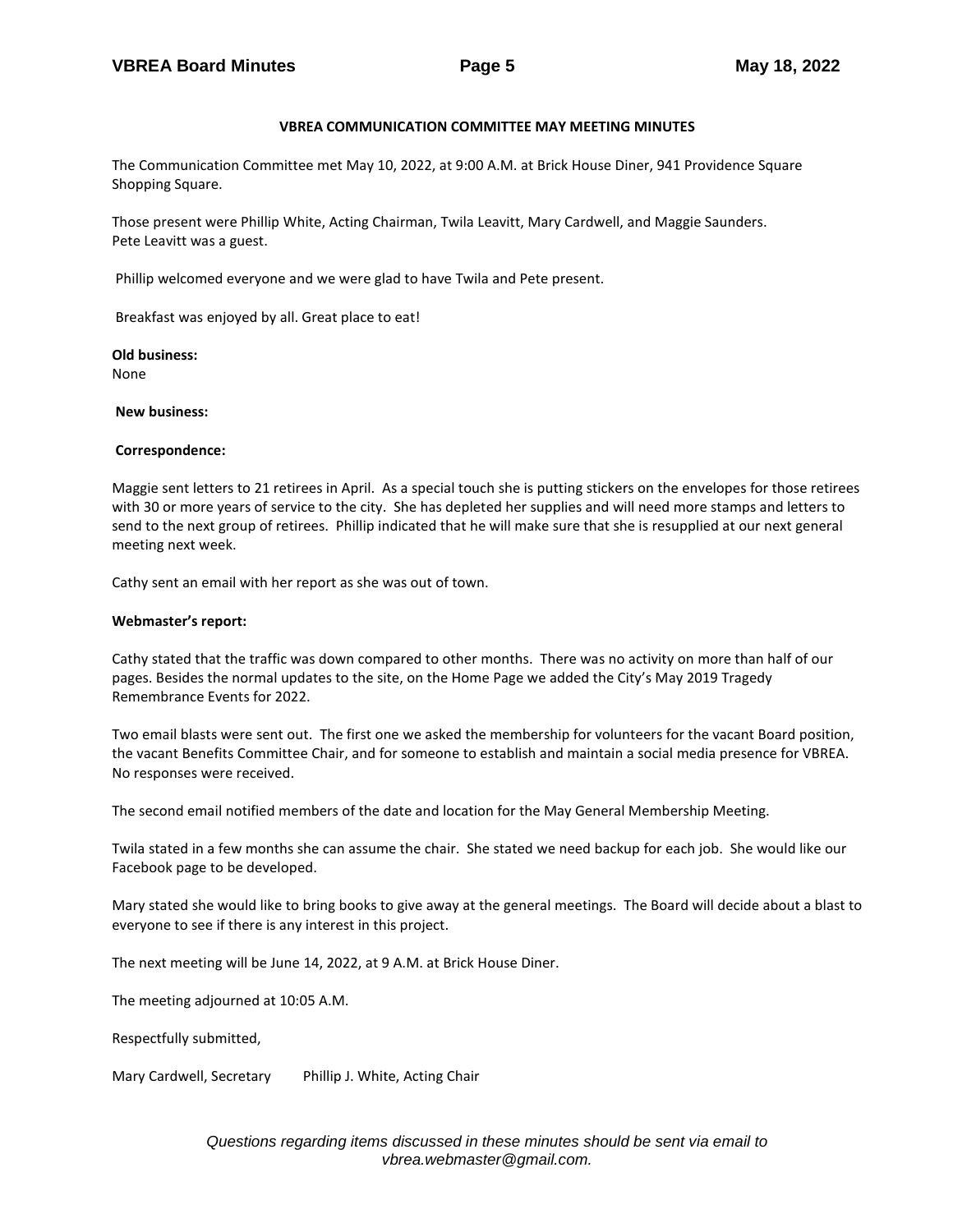**VBREA COMMUNICATION COMMITTEE MAY MEETING MINUTES**

The Communication Committee met May 10, 2022, at 9:00 A.M. at Brick House Diner, 941 Providence Square Shopping Square.

Those present were Phillip White, Acting Chairman, Twila Leavitt, Mary Cardwell, and Maggie Saunders. Pete Leavitt was a guest.

Phillip welcomed everyone and we were glad to have Twila and Pete present.

Breakfast was enjoyed by all. Great place to eat!

**Old business:**
None

**New business:**

**Correspondence:**

Maggie sent letters to 21 retirees in April. As a special touch she is putting stickers on the envelopes for those retirees with 30 or more years of service to the city. She has depleted her supplies and will need more stamps and letters to send to the next group of retirees. Phillip indicated that he will make sure that she is resupplied at our next general meeting next week.

Cathy sent an email with her report as she was out of town.

**Webmaster's report:**

Cathy stated that the traffic was down compared to other months. There was no activity on more than half of our pages. Besides the normal updates to the site, on the Home Page we added the City's May 2019 Tragedy Remembrance Events for 2022.

Two email blasts were sent out. The first one we asked the membership for volunteers for the vacant Board position, the vacant Benefits Committee Chair, and for someone to establish and maintain a social media presence for VBREA. No responses were received.

The second email notified members of the date and location for the May General Membership Meeting.

Twila stated in a few months she can assume the chair. She stated we need backup for each job. She would like our Facebook page to be developed.

Mary stated she would like to bring books to give away at the general meetings. The Board will decide about a blast to everyone to see if there is any interest in this project.

The next meeting will be June 14, 2022, at 9 A.M. at Brick House Diner.

The meeting adjourned at 10:05 A.M.

Respectfully submitted,

Mary Cardwell, Secretary        Phillip J. White, Acting Chair

*Questions regarding items discussed in these minutes should be sent via email to vbrea.webmaster@gmail.com.*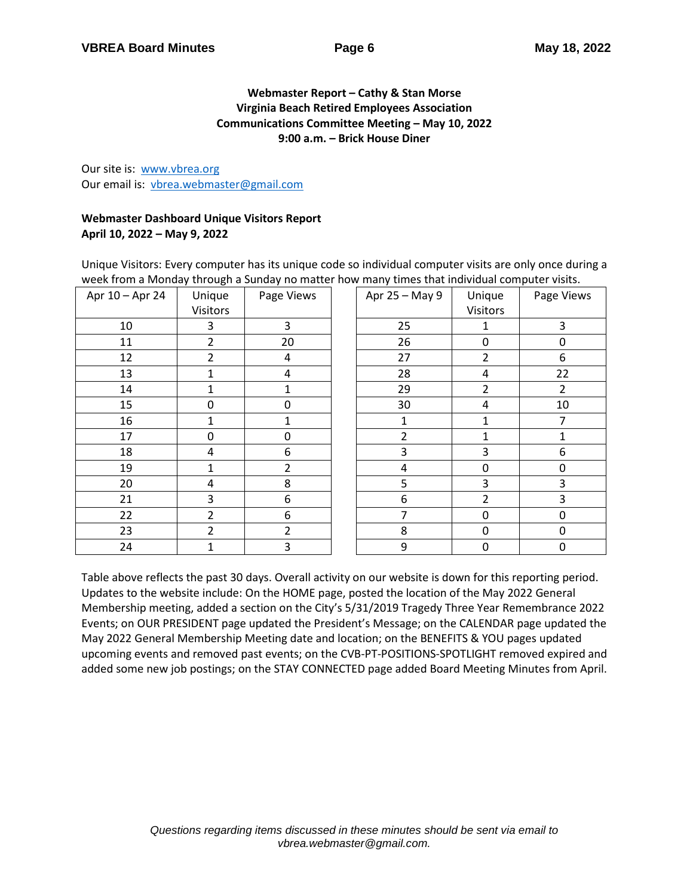**Webmaster Report – Cathy & Stan Morse**
**Virginia Beach Retired Employees Association**
**Communications Committee Meeting – May 10, 2022**
**9:00 a.m. – Brick House Diner**

Our site is: [www.vbrea.org](http://www.vbrea.org)
Our email is: [vbrea.webmaster@gmail.com](mailto:vbrea.webmaster@gmail.com)

**Webmaster Dashboard Unique Visitors Report**
**April 10, 2022 – May 9, 2022**

Unique Visitors: Every computer has its unique code so individual computer visits are only once during a week from a Monday through a Sunday no matter how many times that individual computer visits.

| Apr 10 – Apr 24 | Unique Visitors | Page Views |
|---|---|---|
| 10 | 3 | 3 |
| 11 | 2 | 20 |
| 12 | 2 | 4 |
| 13 | 1 | 4 |
| 14 | 1 | 1 |
| 15 | 0 | 0 |
| 16 | 1 | 1 |
| 17 | 0 | 0 |
| 18 | 4 | 6 |
| 19 | 1 | 2 |
| 20 | 4 | 8 |
| 21 | 3 | 6 |
| 22 | 2 | 6 |
| 23 | 2 | 2 |
| 24 | 1 | 3 |

| Apr 25 – May 9 | Unique Visitors | Page Views |
|---|---|---|
| 25 | 1 | 3 |
| 26 | 0 | 0 |
| 27 | 2 | 6 |
| 28 | 4 | 22 |
| 29 | 2 | 2 |
| 30 | 4 | 10 |
| 1 | 1 | 7 |
| 2 | 1 | 1 |
| 3 | 3 | 6 |
| 4 | 0 | 0 |
| 5 | 3 | 3 |
| 6 | 2 | 3 |
| 7 | 0 | 0 |
| 8 | 0 | 0 |
| 9 | 0 | 0 |

Table above reflects the past 30 days. Overall activity on our website is down for this reporting period. Updates to the website include: On the HOME page, posted the location of the May 2022 General Membership meeting, added a section on the City's 5/31/2019 Tragedy Three Year Remembrance 2022 Events; on OUR PRESIDENT page updated the President's Message; on the CALENDAR page updated the May 2022 General Membership Meeting date and location; on the BENEFITS & YOU pages updated upcoming events and removed past events; on the CVB-PT-POSITIONS-SPOTLIGHT removed expired and added some new job postings; on the STAY CONNECTED page added Board Meeting Minutes from April.

*Questions regarding items discussed in these minutes should be sent via email to vbrea.webmaster@gmail.com.*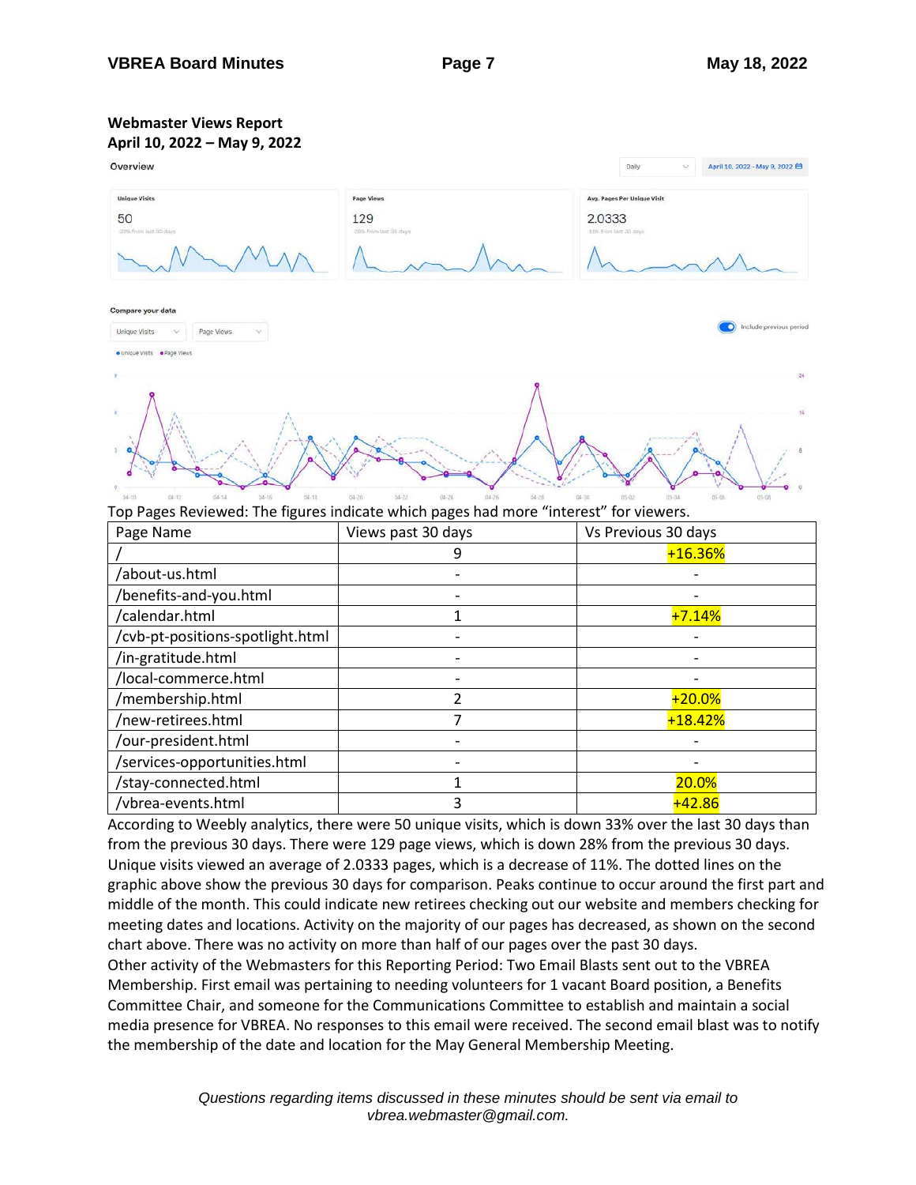**Webmaster Views Report**
**April 10, 2022 – May 9, 2022**

Top Pages Reviewed: The figures indicate which pages had more "interest" for viewers.

| Page Name | Views past 30 days | Vs Previous 30 days |
|---|---|---|
| / | 9 | +16.36% |
| /about-us.html | - | - |
| /benefits-and-you.html | - | - |
| /calendar.html | 1 | +7.14% |
| /cvb-pt-positions-spotlight.html | - | - |
| /in-gratitude.html | - | - |
| /local-commerce.html | - | - |
| /membership.html | 2 | +20.0% |
| /new-retirees.html | 7 | +18.42% |
| /our-president.html | - | - |
| /services-opportunities.html | - | - |
| /stay-connected.html | 1 | 20.0% |
| /vbrea-events.html | 3 | +42.86 |

According to Weebly analytics, there were 50 unique visits, which is down 33% over the last 30 days than from the previous 30 days. There were 129 page views, which is down 28% from the previous 30 days. Unique visits viewed an average of 2.0333 pages, which is a decrease of 11%. The dotted lines on the graphic above show the previous 30 days for comparison. Peaks continue to occur around the first part and middle of the month. This could indicate new retirees checking out our website and members checking for meeting dates and locations. Activity on the majority of our pages has decreased, as shown on the second chart above. There was no activity on more than half of our pages over the past 30 days.

Other activity of the Webmasters for this Reporting Period: Two Email Blasts sent out to the VBREA Membership. First email was pertaining to needing volunteers for 1 vacant Board position, a Benefits Committee Chair, and someone for the Communications Committee to establish and maintain a social media presence for VBREA. No responses to this email were received. The second email blast was to notify the membership of the date and location for the May General Membership Meeting.

*Questions regarding items discussed in these minutes should be sent via email to vbrea.webmaster@gmail.com.*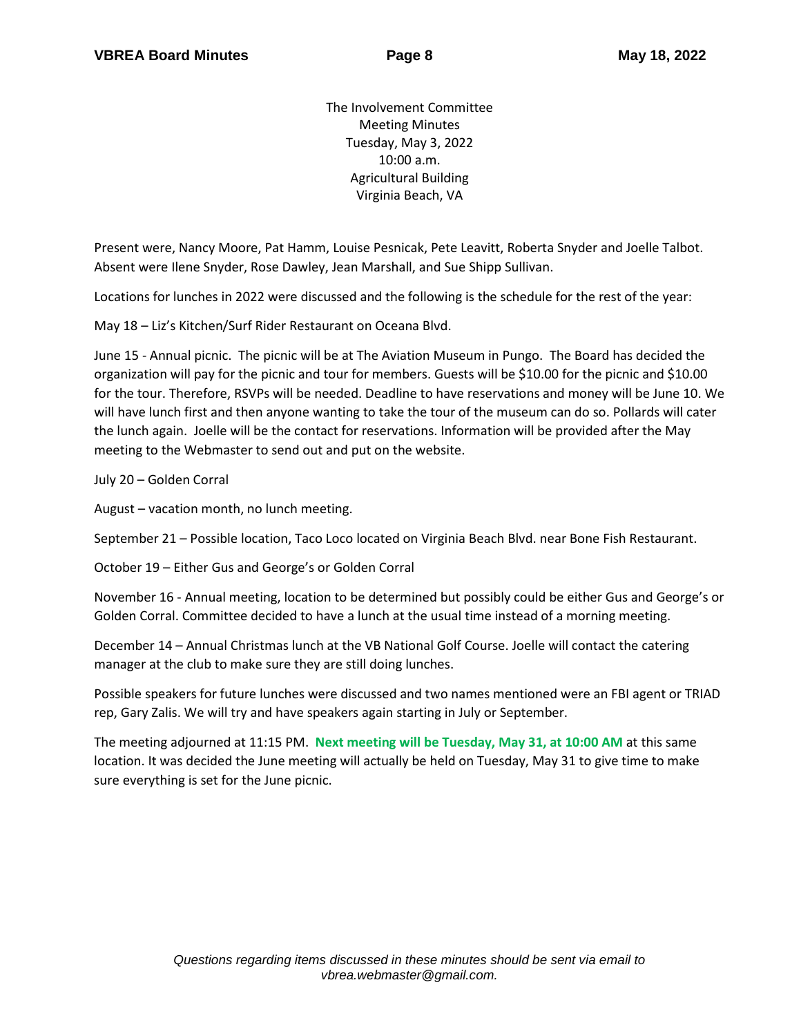The Involvement Committee
Meeting Minutes
Tuesday, May 3, 2022
10:00 a.m.
Agricultural Building
Virginia Beach, VA

Present were, Nancy Moore, Pat Hamm, Louise Pesnicak, Pete Leavitt, Roberta Snyder and Joelle Talbot. Absent were Ilene Snyder, Rose Dawley, Jean Marshall, and Sue Shipp Sullivan.

Locations for lunches in 2022 were discussed and the following is the schedule for the rest of the year:

May 18 – Liz's Kitchen/Surf Rider Restaurant on Oceana Blvd.

June 15 - Annual picnic. The picnic will be at The Aviation Museum in Pungo. The Board has decided the organization will pay for the picnic and tour for members. Guests will be $10.00 for the picnic and $10.00 for the tour. Therefore, RSVPs will be needed. Deadline to have reservations and money will be June 10. We will have lunch first and then anyone wanting to take the tour of the museum can do so. Pollards will cater the lunch again. Joelle will be the contact for reservations. Information will be provided after the May meeting to the Webmaster to send out and put on the website.

July 20 – Golden Corral

August – vacation month, no lunch meeting.

September 21 – Possible location, Taco Loco located on Virginia Beach Blvd. near Bone Fish Restaurant.

October 19 – Either Gus and George's or Golden Corral

November 16 - Annual meeting, location to be determined but possibly could be either Gus and George's or Golden Corral. Committee decided to have a lunch at the usual time instead of a morning meeting.

December 14 – Annual Christmas lunch at the VB National Golf Course. Joelle will contact the catering manager at the club to make sure they are still doing lunches.

Possible speakers for future lunches were discussed and two names mentioned were an FBI agent or TRIAD rep, Gary Zalis. We will try and have speakers again starting in July or September.

The meeting adjourned at 11:15 PM. **Next meeting will be Tuesday, May 31, at 10:00 AM** at this same location. It was decided the June meeting will actually be held on Tuesday, May 31 to give time to make sure everything is set for the June picnic.

*Questions regarding items discussed in these minutes should be sent via email to vbrea.webmaster@gmail.com.*